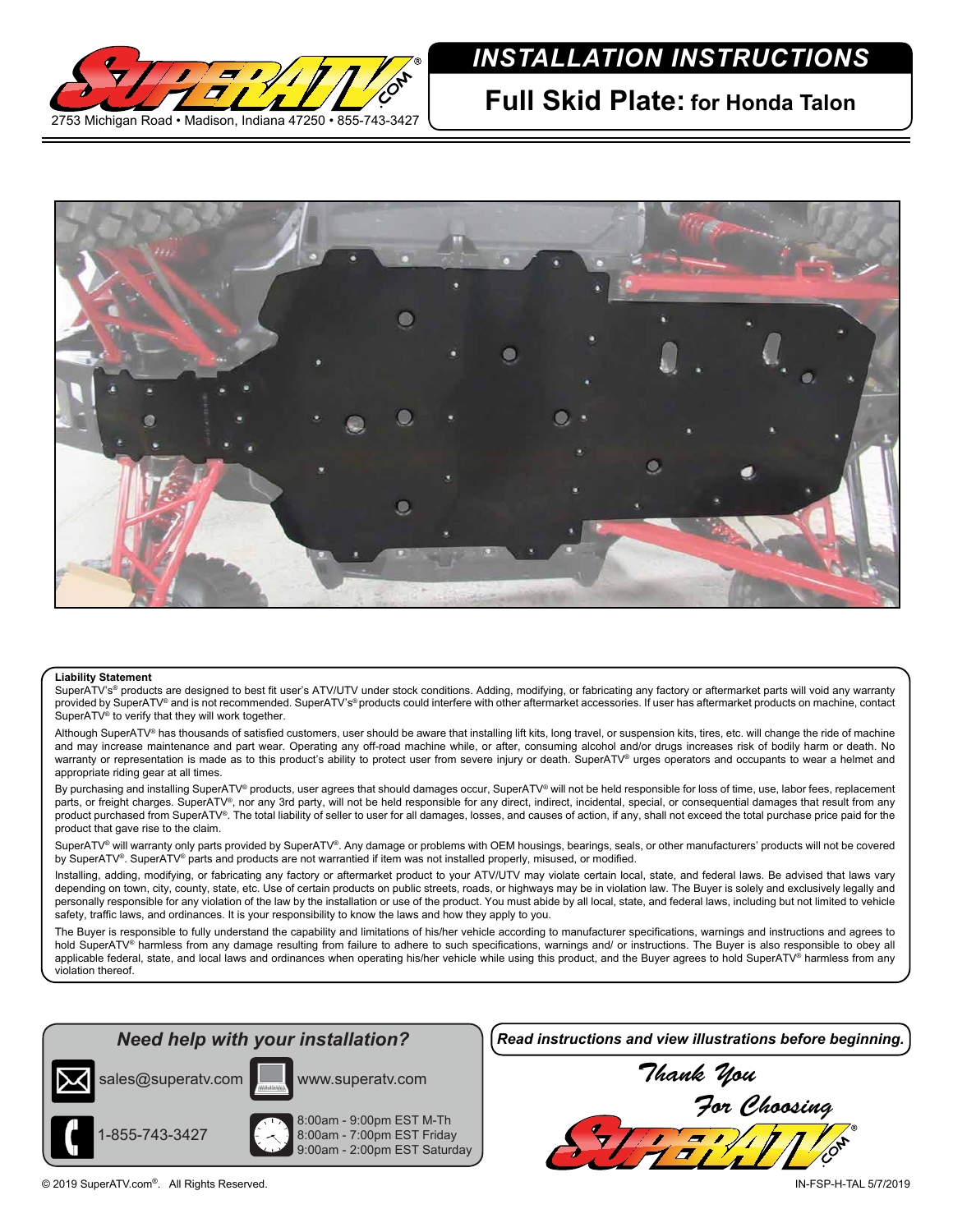2753 Michigan Road • Madison, Indiana 47250 • 855-743-3427

# INSTALLATION INSTRUCTIONS

## Full Skid Plate: for Honda Talon

**Liability Statement**

SuperATV's® products are designed to best fit user's ATV/UTV under stock conditions. Adding, modifying, or fabricating any factory or aftermarket parts will void any warranty provided by SuperATV® and is not recommended. SuperATV's® products could interfere with other aftermarket accessories. If user has aftermarket products on machine, contact SuperATV® to verify that they will work together.

Although SuperATV® has thousands of satisfied customers, user should be aware that installing lift kits, long travel, or suspension kits, tires, etc. will change the ride of machine and may increase maintenance and part wear. Operating any off-road machine while, or after, consuming alcohol and/or drugs increases risk of bodily harm or death. No warranty or representation is made as to this product's ability to protect user from severe injury or death. SuperATV® urges operators and occupants to wear a helmet and appropriate riding gear at all times.

By purchasing and installing SuperATV® products, user agrees that should damages occur, SuperATV® will not be held responsible for loss of time, use, labor fees, replacement parts, or freight charges. SuperATV®, nor any 3rd party, will not be held responsible for any direct, indirect, incidental, special, or consequential damages that result from any product purchased from SuperATV®. The total liability of seller to user for all damages, losses, and causes of action, if any, shall not exceed the total purchase price paid for the product that gave rise to the claim.

SuperATV® will warranty only parts provided by SuperATV®. Any damage or problems with OEM housings, bearings, seals, or other manufacturers' products will not be covered by SuperATV®. SuperATV® parts and products are not warrantied if item was not installed properly, misused, or modified.

Installing, adding, modifying, or fabricating any factory or aftermarket product to your ATV/UTV may violate certain local, state, and federal laws. Be advised that laws vary depending on town, city, county, state, etc. Use of certain products on public streets, roads, or highways may be in violation law. The Buyer is solely and exclusively legally and personally responsible for any violation of the law by the installation or use of the product. You must abide by all local, state, and federal laws, including but not limited to vehicle safety, traffic laws, and ordinances. It is your responsibility to know the laws and how they apply to you.

The Buyer is responsible to fully understand the capability and limitations of his/her vehicle according to manufacturer specifications, warnings and instructions and agrees to hold SuperATV® harmless from any damage resulting from failure to adhere to such specifications, warnings and/ or instructions. The Buyer is also responsible to obey all applicable federal, state, and local laws and ordinances when operating his/her vehicle while using this product, and the Buyer agrees to hold SuperATV® harmless from any violation thereof.

***Need help with your installation?***

sales@superatv.com

www.superatv.com

1-855-743-3427

8:00am - 9:00pm EST M-Th
8:00am - 7:00pm EST Friday
9:00am - 2:00pm EST Saturday

***Read instructions and view illustrations before beginning.***

*Thank You For Choosing SuperATV.com*

© 2019 SuperATV.com®. All Rights Reserved.

IN-FSP-H-TAL 5/7/2019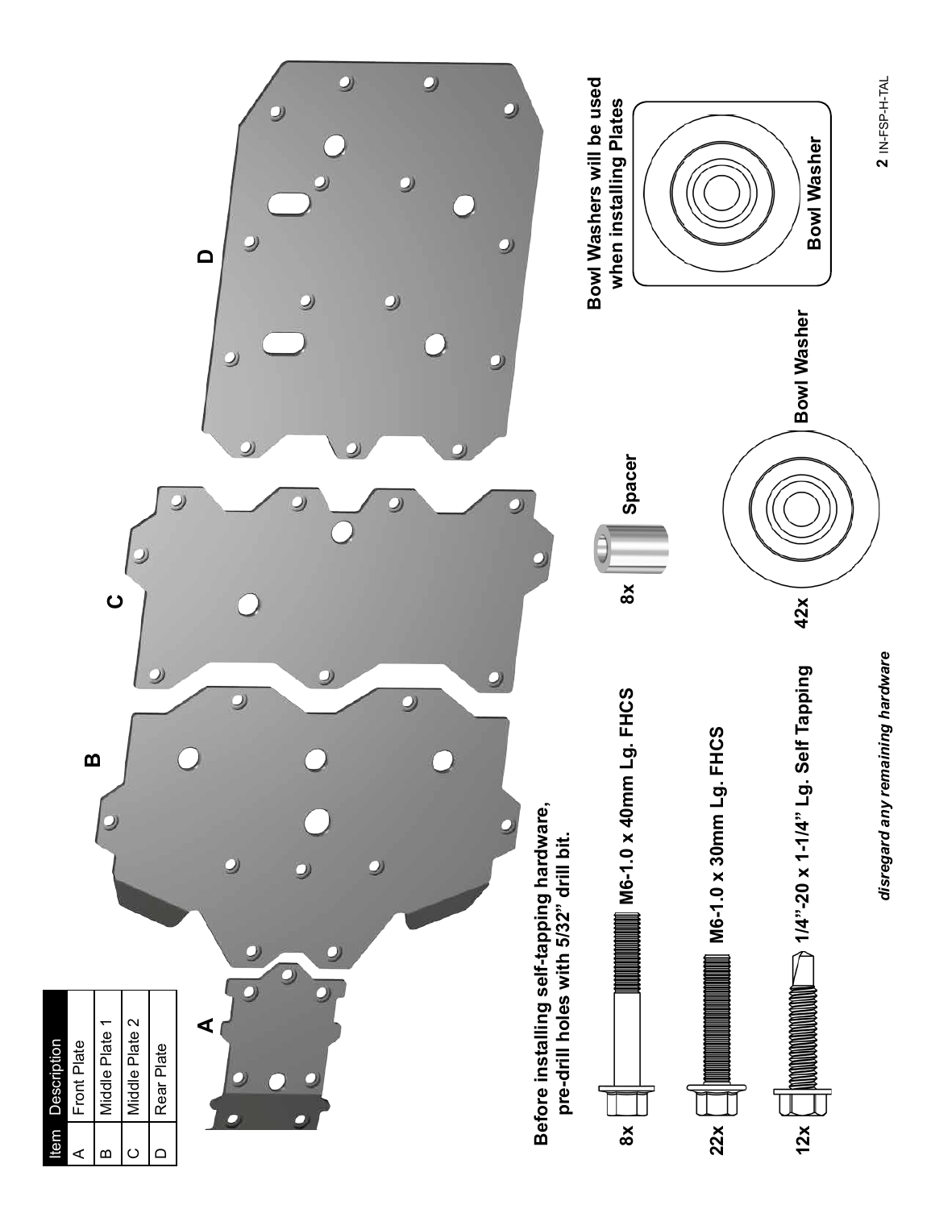| Item | Description |
| --- | --- |
| A | Front Plate |
| B | Middle Plate 1 |
| C | Middle Plate 2 |
| D | Rear Plate |

A

B

C

D

**Before installing self-tapping hardware, pre-drill holes with 5/32" drill bit.**

**8x M6-1.0 x 40mm Lg. FHCS**

**22x M6-1.0 x 30mm Lg. FHCS**

**12x 1/4"-20 x 1-1/4" Lg. Self Tapping**

**8x Spacer**

**42x Bowl Washer**

**Bowl Washers will be used when installing Plates**

**Bowl Washer**

*disregard any remaining hardware*

IN-FSP-H-TAL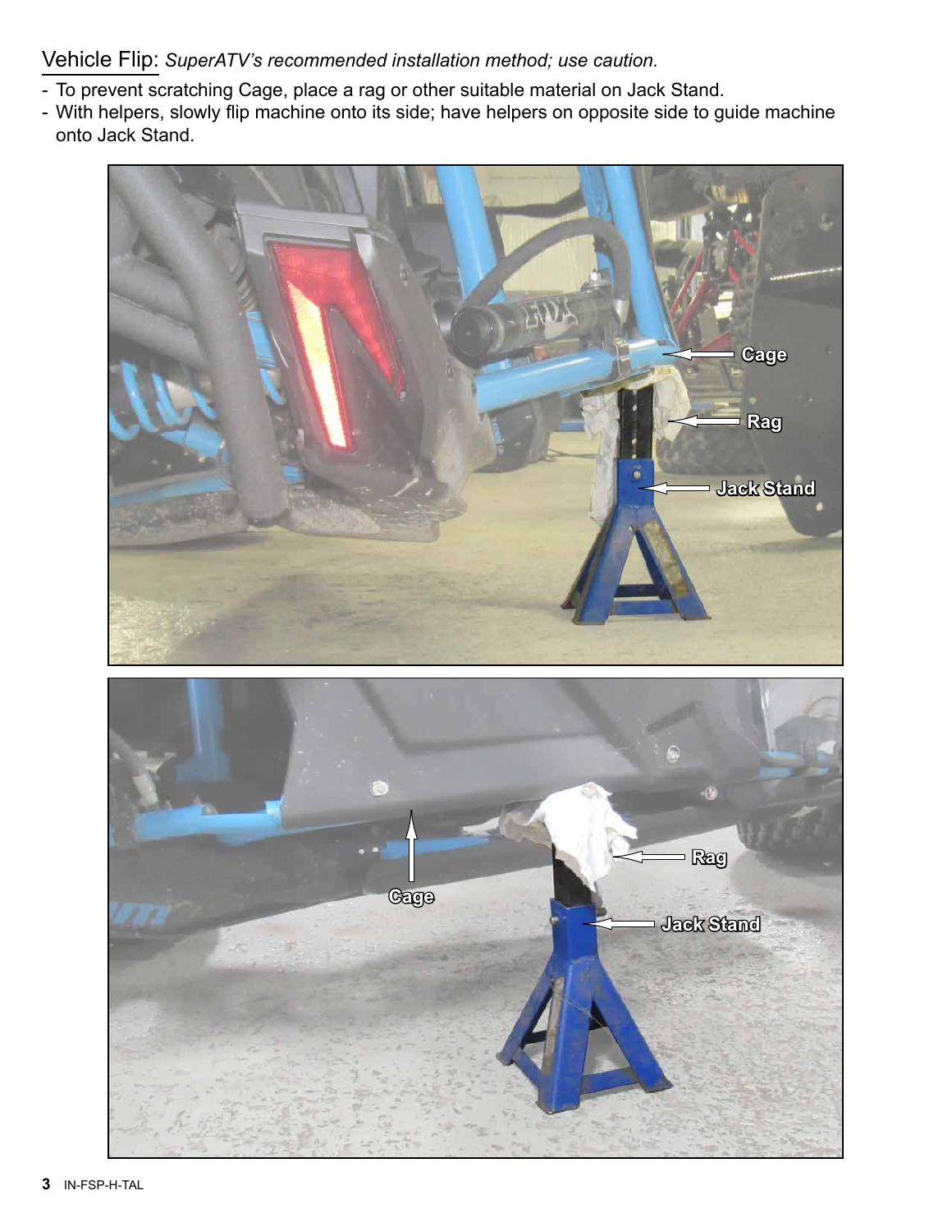Vehicle Flip: *SuperATV's recommended installation method; use caution.*

- To prevent scratching Cage, place a rag or other suitable material on Jack Stand.
- With helpers, slowly flip machine onto its side; have helpers on opposite side to guide machine onto Jack Stand.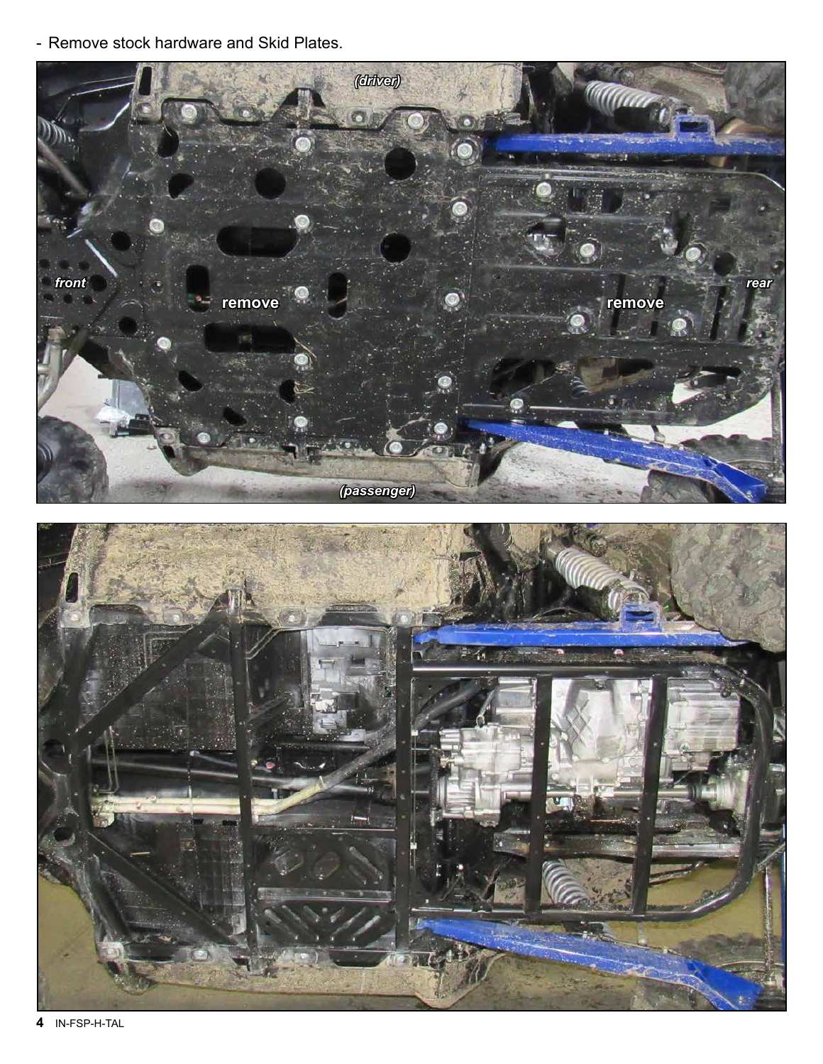- Remove stock hardware and Skid Plates.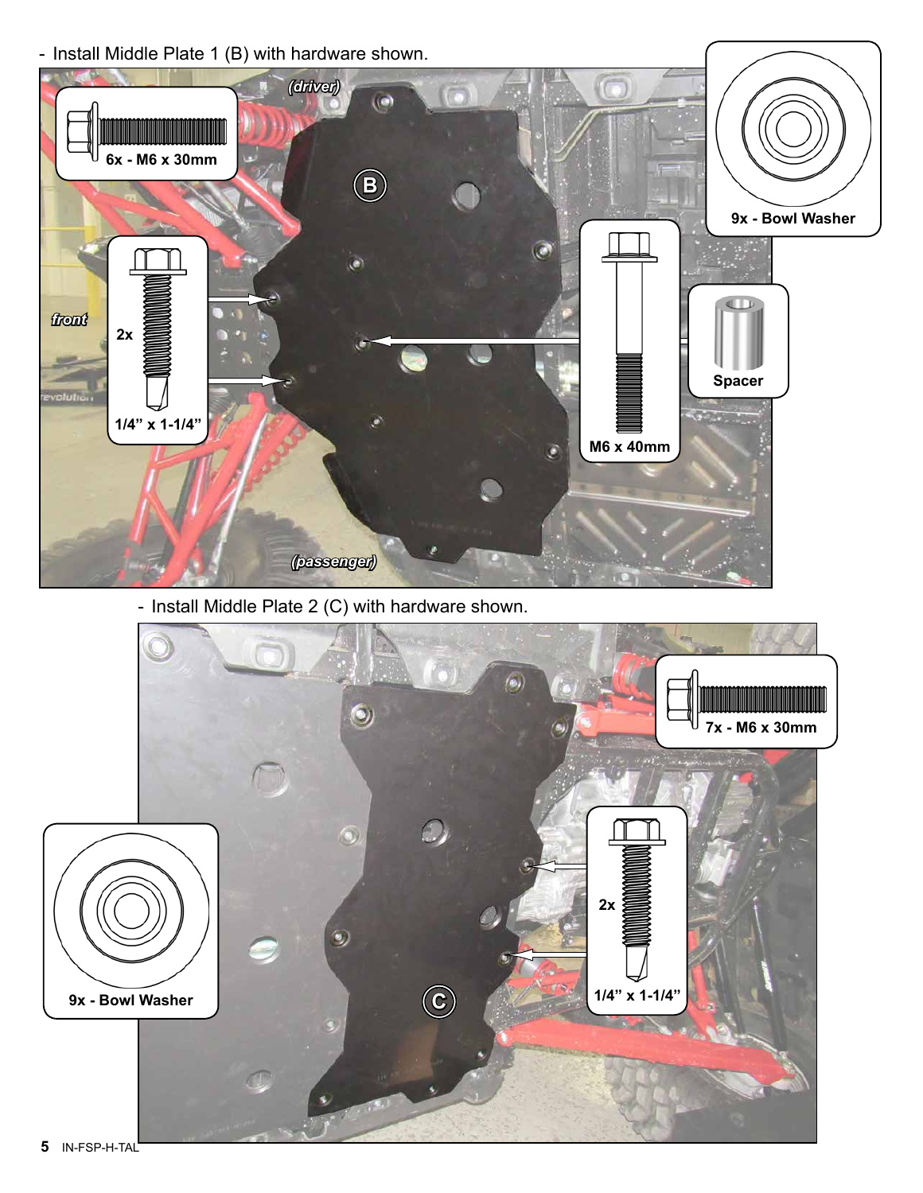- Install Middle Plate 1 (B) with hardware shown.

(driver)

front

(passenger)

B

6x - M6 x 30mm

9x - Bowl Washer

2x

1/4" x 1-1/4"

M6 x 40mm

Spacer

- Install Middle Plate 2 (C) with hardware shown.

C

7x - M6 x 30mm

9x - Bowl Washer

2x

1/4" x 1-1/4"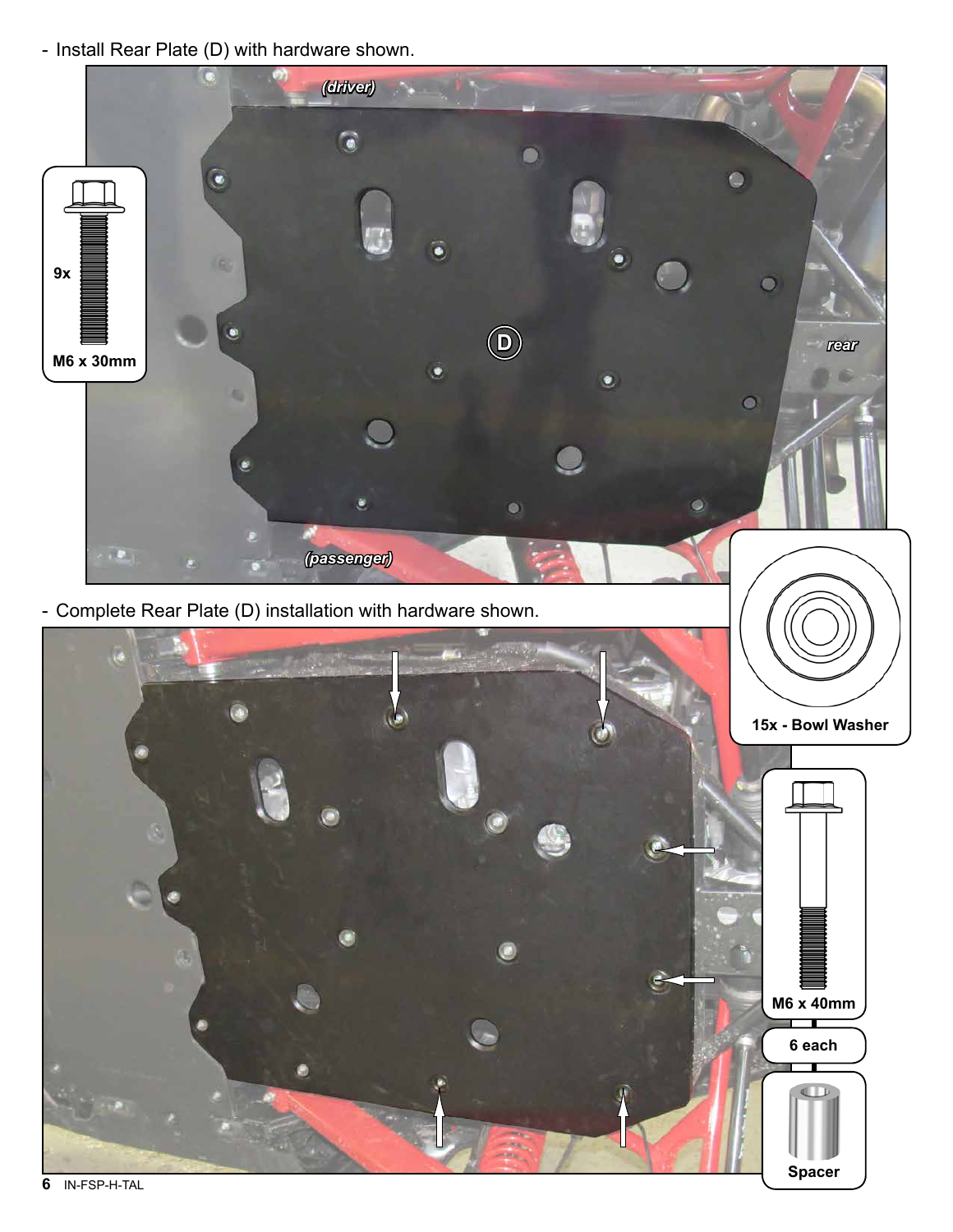- Install Rear Plate (D) with hardware shown.

(driver)

rear

(passenger)

D

9x

M6 x 30mm

- Complete Rear Plate (D) installation with hardware shown.

15x - Bowl Washer

M6 x 40mm

6 each

Spacer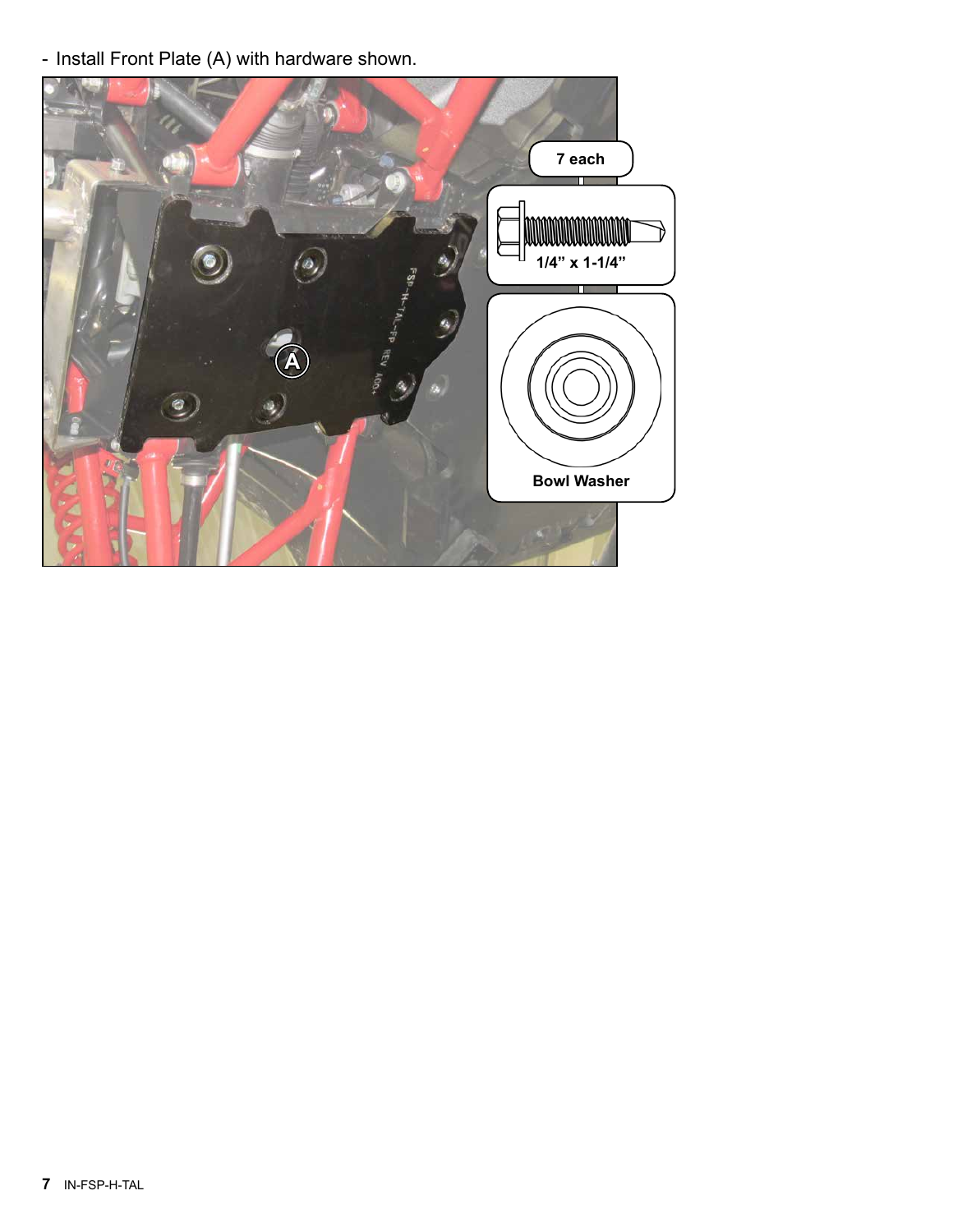- Install Front Plate (A) with hardware shown.

7 each

1/4" x 1-1/4"

Bowl Washer